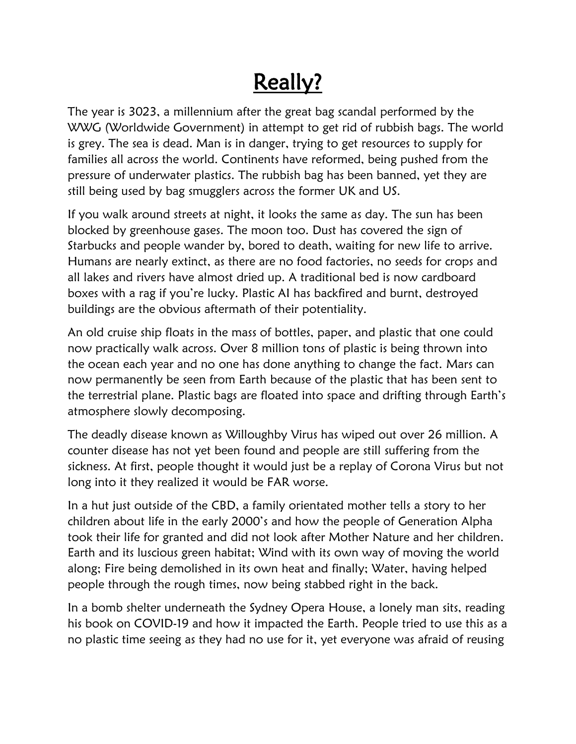# Really?

The year is 3023, a millennium after the great bag scandal performed by the WWG (Worldwide Government) in attempt to get rid of rubbish bags. The world is grey. The sea is dead. Man is in danger, trying to get resources to supply for families all across the world. Continents have reformed, being pushed from the pressure of underwater plastics. The rubbish bag has been banned, yet they are still being used by bag smugglers across the former UK and US.

If you walk around streets at night, it looks the same as day. The sun has been blocked by greenhouse gases. The moon too. Dust has covered the sign of Starbucks and people wander by, bored to death, waiting for new life to arrive. Humans are nearly extinct, as there are no food factories, no seeds for crops and all lakes and rivers have almost dried up. A traditional bed is now cardboard boxes with a rag if you're lucky. Plastic AI has backfired and burnt, destroyed buildings are the obvious aftermath of their potentiality.

An old cruise ship floats in the mass of bottles, paper, and plastic that one could now practically walk across. Over 8 million tons of plastic is being thrown into the ocean each year and no one has done anything to change the fact. Mars can now permanently be seen from Earth because of the plastic that has been sent to the terrestrial plane. Plastic bags are floated into space and drifting through Earth's atmosphere slowly decomposing.

The deadly disease known as Willoughby Virus has wiped out over 26 million. A counter disease has not yet been found and people are still suffering from the sickness. At first, people thought it would just be a replay of Corona Virus but not long into it they realized it would be FAR worse.

In a hut just outside of the CBD, a family orientated mother tells a story to her children about life in the early 2000's and how the people of Generation Alpha took their life for granted and did not look after Mother Nature and her children. Earth and its luscious green habitat; Wind with its own way of moving the world along; Fire being demolished in its own heat and finally; Water, having helped people through the rough times, now being stabbed right in the back.

In a bomb shelter underneath the Sydney Opera House, a lonely man sits, reading his book on COVID-19 and how it impacted the Earth. People tried to use this as a no plastic time seeing as they had no use for it, yet everyone was afraid of reusing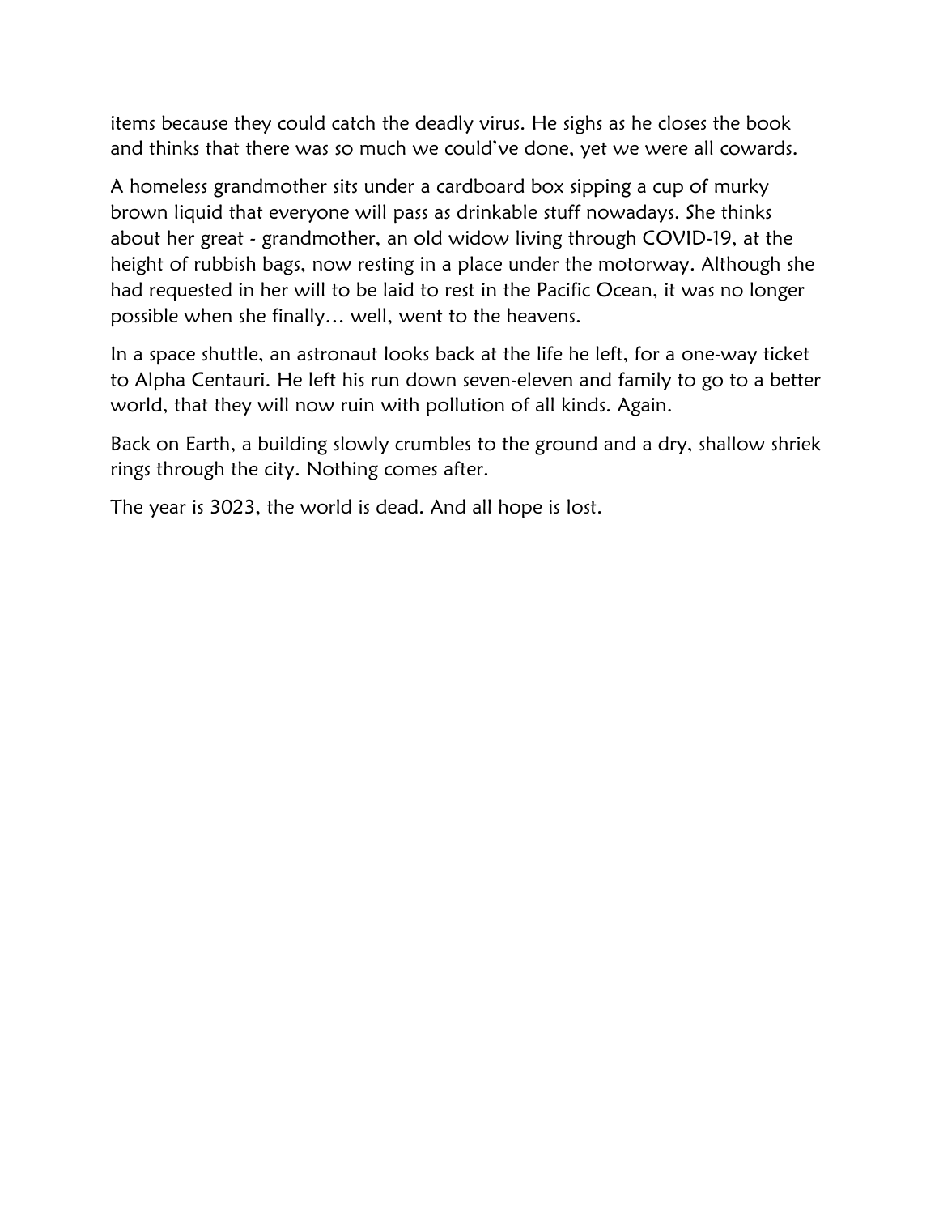items because they could catch the deadly virus. He sighs as he closes the book and thinks that there was so much we could've done, yet we were all cowards.

A homeless grandmother sits under a cardboard box sipping a cup of murky brown liquid that everyone will pass as drinkable stuff nowadays. She thinks about her great - grandmother, an old widow living through COVID-19, at the height of rubbish bags, now resting in a place under the motorway. Although she had requested in her will to be laid to rest in the Pacific Ocean, it was no longer possible when she finally… well, went to the heavens.

In a space shuttle, an astronaut looks back at the life he left, for a one-way ticket to Alpha Centauri. He left his run down seven-eleven and family to go to a better world, that they will now ruin with pollution of all kinds. Again.

Back on Earth, a building slowly crumbles to the ground and a dry, shallow shriek rings through the city. Nothing comes after.

The year is 3023, the world is dead. And all hope is lost.